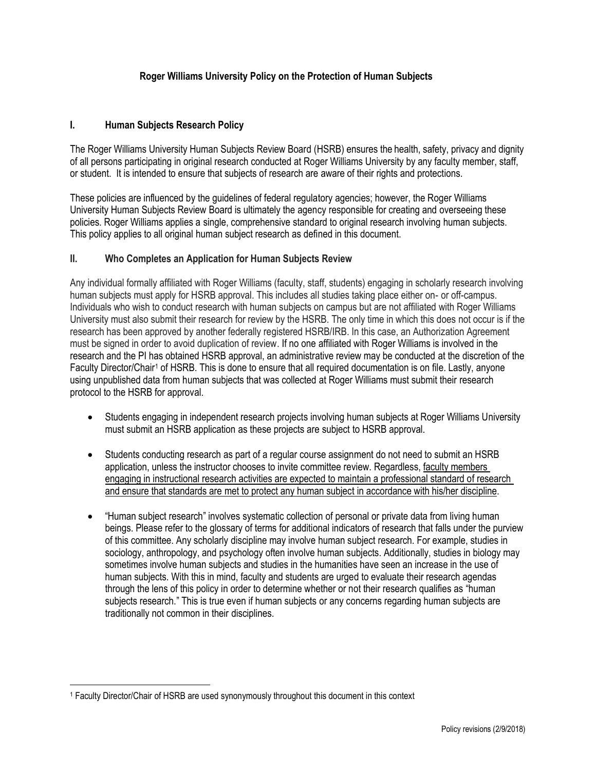# Roger Williams University Policy on the Protection of Human Subjects

## I. Human Subjects Research Policy

The Roger Williams University Human Subjects Review Board (HSRB) ensures the health, safety, privacy and dignity of all persons participating in original research conducted at Roger Williams University by any faculty member, staff, or student. It is intended to ensure that subjects of research are aware of their rights and protections.

These policies are influenced by the guidelines of federal regulatory agencies; however, the Roger Williams University Human Subjects Review Board is ultimately the agency responsible for creating and overseeing these policies. Roger Williams applies a single, comprehensive standard to original research involving human subjects. This policy applies to all original human subject research as defined in this document.

## II. Who Completes an Application for Human Subjects Review

Any individual formally affiliated with Roger Williams (faculty, staff, students) engaging in scholarly research involving human subjects must apply for HSRB approval. This includes all studies taking place either on- or off-campus. Individuals who wish to conduct research with human subjects on campus but are not affiliated with Roger Williams University must also submit their research for review by the HSRB. The only time in which this does not occur is if the research has been approved by another federally registered HSRB/IRB. In this case, an Authorization Agreement must be signed in order to avoid duplication of review. If no one affiliated with Roger Williams is involved in the research and the PI has obtained HSRB approval, an administrative review may be conducted at the discretion of the Faculty Director/Chair[1] of HSRB. This is done to ensure that all required documentation is on file. Lastly, anyone using unpublished data from human subjects that was collected at Roger Williams must submit their research protocol to the HSRB for approval.

- Students engaging in independent research projects involving human subjects at Roger Williams University must submit an HSRB application as these projects are subject to HSRB approval.

- Students conducting research as part of a regular course assignment do not need to submit an HSRB application, unless the instructor chooses to invite committee review. Regardless, <u>faculty members engaging in instructional research activities are expected to maintain a professional standard of research and ensure that standards are met to protect any human subject in accordance with his/her discipline</u>.

- "Human subject research" involves systematic collection of personal or private data from living human beings. Please refer to the glossary of terms for additional indicators of research that falls under the purview of this committee. Any scholarly discipline may involve human subject research. For example, studies in sociology, anthropology, and psychology often involve human subjects. Additionally, studies in biology may sometimes involve human subjects and studies in the humanities have seen an increase in the use of human subjects. With this in mind, faculty and students are urged to evaluate their research agendas through the lens of this policy in order to determine whether or not their research qualifies as "human subjects research." This is true even if human subjects or any concerns regarding human subjects are traditionally not common in their disciplines.

[1] Faculty Director/Chair of HSRB are used synonymously throughout this document in this context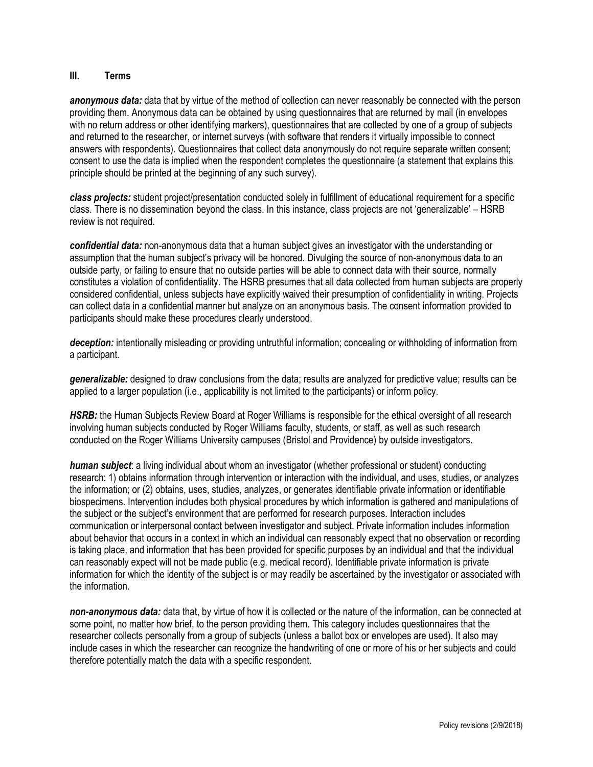## III. Terms

***anonymous data:*** data that by virtue of the method of collection can never reasonably be connected with the person providing them. Anonymous data can be obtained by using questionnaires that are returned by mail (in envelopes with no return address or other identifying markers), questionnaires that are collected by one of a group of subjects and returned to the researcher, or internet surveys (with software that renders it virtually impossible to connect answers with respondents). Questionnaires that collect data anonymously do not require separate written consent; consent to use the data is implied when the respondent completes the questionnaire (a statement that explains this principle should be printed at the beginning of any such survey).

***class projects:*** student project/presentation conducted solely in fulfillment of educational requirement for a specific class. There is no dissemination beyond the class. In this instance, class projects are not 'generalizable' – HSRB review is not required.

***confidential data:*** non-anonymous data that a human subject gives an investigator with the understanding or assumption that the human subject's privacy will be honored. Divulging the source of non-anonymous data to an outside party, or failing to ensure that no outside parties will be able to connect data with their source, normally constitutes a violation of confidentiality. The HSRB presumes that all data collected from human subjects are properly considered confidential, unless subjects have explicitly waived their presumption of confidentiality in writing. Projects can collect data in a confidential manner but analyze on an anonymous basis. The consent information provided to participants should make these procedures clearly understood.

***deception:*** intentionally misleading or providing untruthful information; concealing or withholding of information from a participant.

***generalizable:*** designed to draw conclusions from the data; results are analyzed for predictive value; results can be applied to a larger population (i.e., applicability is not limited to the participants) or inform policy.

***HSRB:*** the Human Subjects Review Board at Roger Williams is responsible for the ethical oversight of all research involving human subjects conducted by Roger Williams faculty, students, or staff, as well as such research conducted on the Roger Williams University campuses (Bristol and Providence) by outside investigators.

***human subject***: a living individual about whom an investigator (whether professional or student) conducting research: 1) obtains information through intervention or interaction with the individual, and uses, studies, or analyzes the information; or (2) obtains, uses, studies, analyzes, or generates identifiable private information or identifiable biospecimens. Intervention includes both physical procedures by which information is gathered and manipulations of the subject or the subject's environment that are performed for research purposes. Interaction includes communication or interpersonal contact between investigator and subject. Private information includes information about behavior that occurs in a context in which an individual can reasonably expect that no observation or recording is taking place, and information that has been provided for specific purposes by an individual and that the individual can reasonably expect will not be made public (e.g. medical record). Identifiable private information is private information for which the identity of the subject is or may readily be ascertained by the investigator or associated with the information.

***non-anonymous data:*** data that, by virtue of how it is collected or the nature of the information, can be connected at some point, no matter how brief, to the person providing them. This category includes questionnaires that the researcher collects personally from a group of subjects (unless a ballot box or envelopes are used). It also may include cases in which the researcher can recognize the handwriting of one or more of his or her subjects and could therefore potentially match the data with a specific respondent.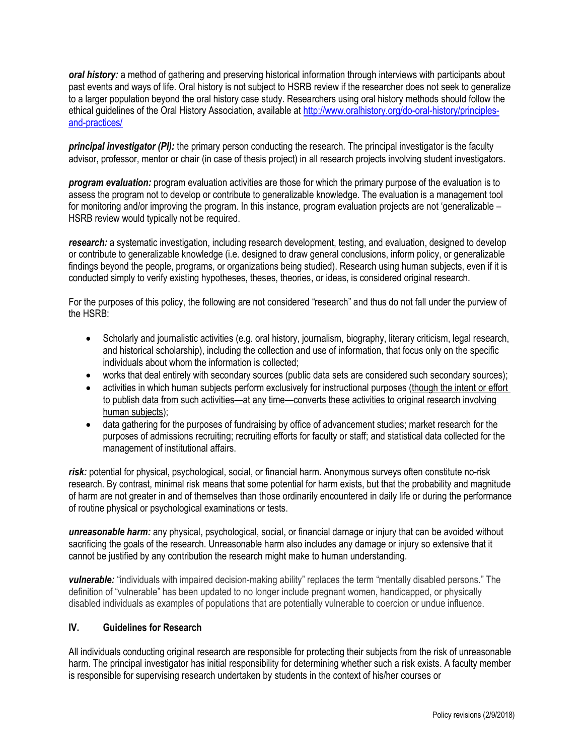***oral history:*** a method of gathering and preserving historical information through interviews with participants about past events and ways of life. Oral history is not subject to HSRB review if the interviewer does not seek to generalize to a larger population beyond the oral history case study. Researchers using oral history methods should follow the ethical guidelines of the Oral History Association, available at [http://www.oralhistory.org/do-oral-history/principles-and-practices/](http://www.oralhistory.org/do-oral-history/principles-and-practices/)

***principal investigator (PI):*** the primary person conducting the research. The principal investigator is the faculty advisor, professor, mentor or chair (in case of thesis project) in all research projects involving student investigators.

***program evaluation:*** program evaluation activities are those for which the primary purpose of the evaluation is to assess the program not to develop or contribute to generalizable knowledge. The evaluation is a management tool for monitoring and/or improving the program. In this instance, program evaluation projects are not 'generalizable – HSRB review would typically not be required.

***research:*** a systematic investigation, including research development, testing, and evaluation, designed to develop or contribute to generalizable knowledge (i.e. designed to draw general conclusions, inform policy, or generalizable findings beyond the people, programs, or organizations being studied). Research using human subjects, even if it is conducted simply to verify existing hypotheses, theses, theories, or ideas, is considered original research.

For the purposes of this policy, the following are not considered "research" and thus do not fall under the purview of the HSRB:

- Scholarly and journalistic activities (e.g. oral history, journalism, biography, literary criticism, legal research, and historical scholarship), including the collection and use of information, that focus only on the specific individuals about whom the information is collected;
- works that deal entirely with secondary sources (public data sets are considered such secondary sources);
- activities in which human subjects perform exclusively for instructional purposes (<u>though the intent or effort to publish data from such activities—at any time—converts these activities to original research involving human subjects</u>);
- data gathering for the purposes of fundraising by office of advancement studies; market research for the purposes of admissions recruiting; recruiting efforts for faculty or staff; and statistical data collected for the management of institutional affairs.

***risk:*** potential for physical, psychological, social, or financial harm. Anonymous surveys often constitute no-risk research. By contrast, minimal risk means that some potential for harm exists, but that the probability and magnitude of harm are not greater in and of themselves than those ordinarily encountered in daily life or during the performance of routine physical or psychological examinations or tests.

***unreasonable harm:*** any physical, psychological, social, or financial damage or injury that can be avoided without sacrificing the goals of the research. Unreasonable harm also includes any damage or injury so extensive that it cannot be justified by any contribution the research might make to human understanding.

***vulnerable:*** "individuals with impaired decision-making ability" replaces the term "mentally disabled persons." The definition of "vulnerable" has been updated to no longer include pregnant women, handicapped, or physically disabled individuals as examples of populations that are potentially vulnerable to coercion or undue influence.

## IV. Guidelines for Research

All individuals conducting original research are responsible for protecting their subjects from the risk of unreasonable harm. The principal investigator has initial responsibility for determining whether such a risk exists. A faculty member is responsible for supervising research undertaken by students in the context of his/her courses or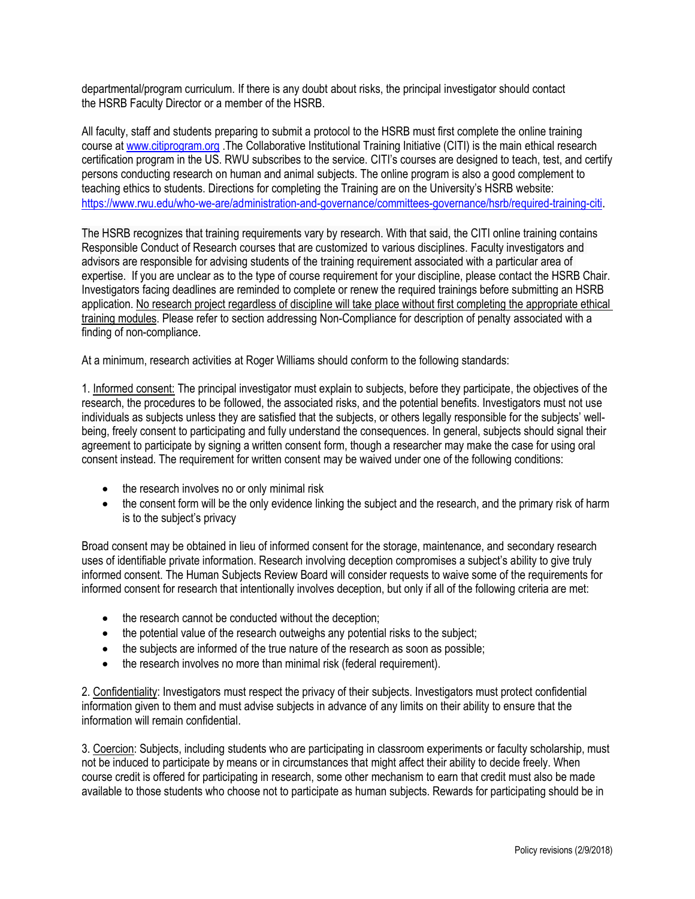departmental/program curriculum. If there is any doubt about risks, the principal investigator should contact the HSRB Faculty Director or a member of the HSRB.

All faculty, staff and students preparing to submit a protocol to the HSRB must first complete the online training course at [www.citiprogram.org](http://www.citiprogram.org) .The Collaborative Institutional Training Initiative (CITI) is the main ethical research certification program in the US. RWU subscribes to the service. CITI's courses are designed to teach, test, and certify persons conducting research on human and animal subjects. The online program is also a good complement to teaching ethics to students. Directions for completing the Training are on the University's HSRB website: [https://www.rwu.edu/who-we-are/administration-and-governance/committees-governance/hsrb/required-training-citi](https://www.rwu.edu/who-we-are/administration-and-governance/committees-governance/hsrb/required-training-citi).

The HSRB recognizes that training requirements vary by research. With that said, the CITI online training contains Responsible Conduct of Research courses that are customized to various disciplines. Faculty investigators and advisors are responsible for advising students of the training requirement associated with a particular area of expertise. If you are unclear as to the type of course requirement for your discipline, please contact the HSRB Chair. Investigators facing deadlines are reminded to complete or renew the required trainings before submitting an HSRB application. <u>No research project regardless of discipline will take place without first completing the appropriate ethical training modules</u>. Please refer to section addressing Non-Compliance for description of penalty associated with a finding of non-compliance.

At a minimum, research activities at Roger Williams should conform to the following standards:

1. <u>Informed consent:</u> The principal investigator must explain to subjects, before they participate, the objectives of the research, the procedures to be followed, the associated risks, and the potential benefits. Investigators must not use individuals as subjects unless they are satisfied that the subjects, or others legally responsible for the subjects' well-being, freely consent to participating and fully understand the consequences. In general, subjects should signal their agreement to participate by signing a written consent form, though a researcher may make the case for using oral consent instead. The requirement for written consent may be waived under one of the following conditions:

- the research involves no or only minimal risk
- the consent form will be the only evidence linking the subject and the research, and the primary risk of harm is to the subject's privacy

Broad consent may be obtained in lieu of informed consent for the storage, maintenance, and secondary research uses of identifiable private information. Research involving deception compromises a subject's ability to give truly informed consent. The Human Subjects Review Board will consider requests to waive some of the requirements for informed consent for research that intentionally involves deception, but only if all of the following criteria are met:

- the research cannot be conducted without the deception;
- the potential value of the research outweighs any potential risks to the subject;
- the subjects are informed of the true nature of the research as soon as possible;
- the research involves no more than minimal risk (federal requirement).

2. <u>Confidentiality</u>: Investigators must respect the privacy of their subjects. Investigators must protect confidential information given to them and must advise subjects in advance of any limits on their ability to ensure that the information will remain confidential.

3. <u>Coercion</u>: Subjects, including students who are participating in classroom experiments or faculty scholarship, must not be induced to participate by means or in circumstances that might affect their ability to decide freely. When course credit is offered for participating in research, some other mechanism to earn that credit must also be made available to those students who choose not to participate as human subjects. Rewards for participating should be in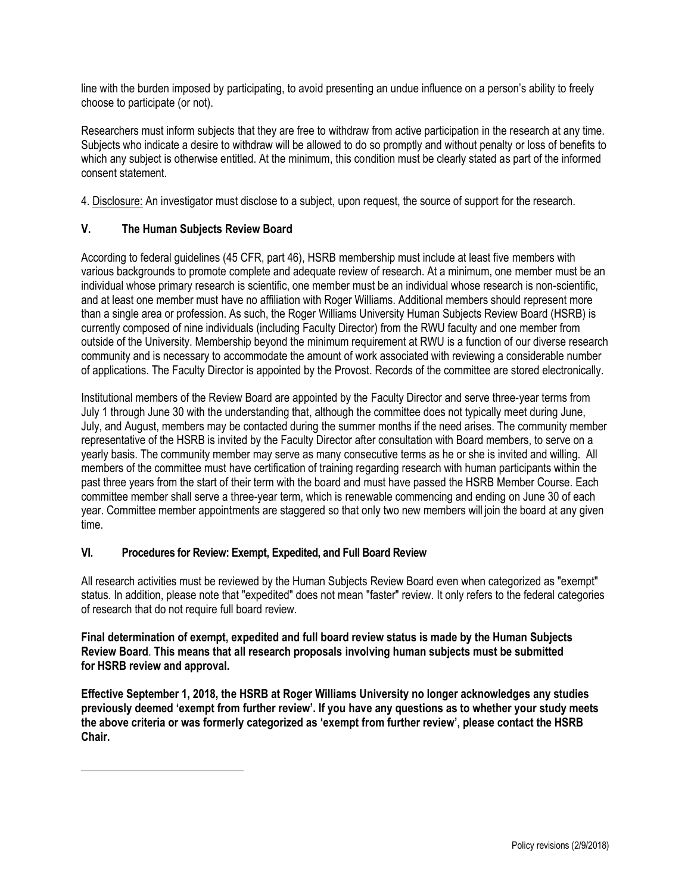line with the burden imposed by participating, to avoid presenting an undue influence on a person's ability to freely choose to participate (or not).

Researchers must inform subjects that they are free to withdraw from active participation in the research at any time. Subjects who indicate a desire to withdraw will be allowed to do so promptly and without penalty or loss of benefits to which any subject is otherwise entitled. At the minimum, this condition must be clearly stated as part of the informed consent statement.

4. Disclosure: An investigator must disclose to a subject, upon request, the source of support for the research.

## V. The Human Subjects Review Board

According to federal guidelines (45 CFR, part 46), HSRB membership must include at least five members with various backgrounds to promote complete and adequate review of research. At a minimum, one member must be an individual whose primary research is scientific, one member must be an individual whose research is non-scientific, and at least one member must have no affiliation with Roger Williams. Additional members should represent more than a single area or profession. As such, the Roger Williams University Human Subjects Review Board (HSRB) is currently composed of nine individuals (including Faculty Director) from the RWU faculty and one member from outside of the University. Membership beyond the minimum requirement at RWU is a function of our diverse research community and is necessary to accommodate the amount of work associated with reviewing a considerable number of applications. The Faculty Director is appointed by the Provost. Records of the committee are stored electronically.

Institutional members of the Review Board are appointed by the Faculty Director and serve three-year terms from July 1 through June 30 with the understanding that, although the committee does not typically meet during June, July, and August, members may be contacted during the summer months if the need arises. The community member representative of the HSRB is invited by the Faculty Director after consultation with Board members, to serve on a yearly basis. The community member may serve as many consecutive terms as he or she is invited and willing. All members of the committee must have certification of training regarding research with human participants within the past three years from the start of their term with the board and must have passed the HSRB Member Course. Each committee member shall serve a three-year term, which is renewable commencing and ending on June 30 of each year. Committee member appointments are staggered so that only two new members will join the board at any given time.

## VI. Procedures for Review: Exempt, Expedited, and Full Board Review

All research activities must be reviewed by the Human Subjects Review Board even when categorized as "exempt" status. In addition, please note that "expedited" does not mean "faster" review. It only refers to the federal categories of research that do not require full board review.

**Final determination of exempt, expedited and full board review status is made by the Human Subjects Review Board**. **This means that all research proposals involving human subjects must be submitted for HSRB review and approval.**

**Effective September 1, 2018, the HSRB at Roger Williams University no longer acknowledges any studies previously deemed 'exempt from further review'. If you have any questions as to whether your study meets the above criteria or was formerly categorized as 'exempt from further review', please contact the HSRB Chair.**

Policy revisions (2/9/2018)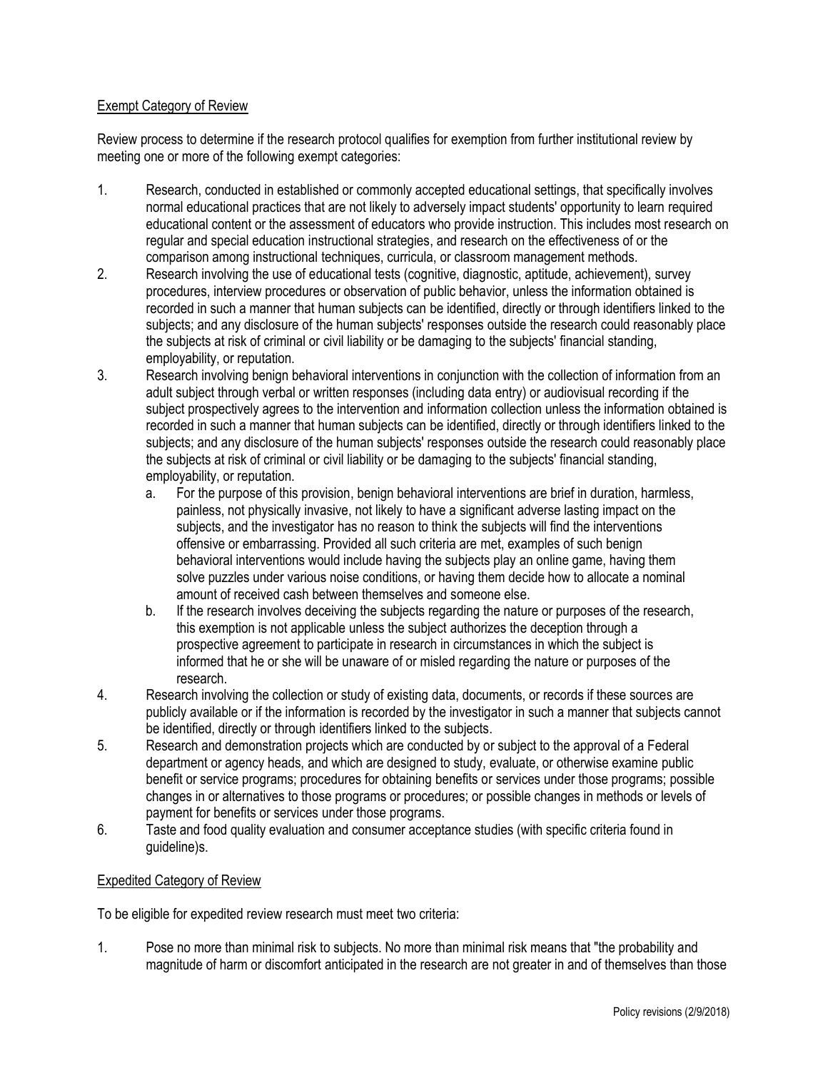Exempt Category of Review

Review process to determine if the research protocol qualifies for exemption from further institutional review by meeting one or more of the following exempt categories:

1. Research, conducted in established or commonly accepted educational settings, that specifically involves normal educational practices that are not likely to adversely impact students' opportunity to learn required educational content or the assessment of educators who provide instruction. This includes most research on regular and special education instructional strategies, and research on the effectiveness of or the comparison among instructional techniques, curricula, or classroom management methods.
2. Research involving the use of educational tests (cognitive, diagnostic, aptitude, achievement), survey procedures, interview procedures or observation of public behavior, unless the information obtained is recorded in such a manner that human subjects can be identified, directly or through identifiers linked to the subjects; and any disclosure of the human subjects' responses outside the research could reasonably place the subjects at risk of criminal or civil liability or be damaging to the subjects' financial standing, employability, or reputation.
3. Research involving benign behavioral interventions in conjunction with the collection of information from an adult subject through verbal or written responses (including data entry) or audiovisual recording if the subject prospectively agrees to the intervention and information collection unless the information obtained is recorded in such a manner that human subjects can be identified, directly or through identifiers linked to the subjects; and any disclosure of the human subjects' responses outside the research could reasonably place the subjects at risk of criminal or civil liability or be damaging to the subjects' financial standing, employability, or reputation.
   a. For the purpose of this provision, benign behavioral interventions are brief in duration, harmless, painless, not physically invasive, not likely to have a significant adverse lasting impact on the subjects, and the investigator has no reason to think the subjects will find the interventions offensive or embarrassing. Provided all such criteria are met, examples of such benign behavioral interventions would include having the subjects play an online game, having them solve puzzles under various noise conditions, or having them decide how to allocate a nominal amount of received cash between themselves and someone else.
   b. If the research involves deceiving the subjects regarding the nature or purposes of the research, this exemption is not applicable unless the subject authorizes the deception through a prospective agreement to participate in research in circumstances in which the subject is informed that he or she will be unaware of or misled regarding the nature or purposes of the research.
4. Research involving the collection or study of existing data, documents, or records if these sources are publicly available or if the information is recorded by the investigator in such a manner that subjects cannot be identified, directly or through identifiers linked to the subjects.
5. Research and demonstration projects which are conducted by or subject to the approval of a Federal department or agency heads, and which are designed to study, evaluate, or otherwise examine public benefit or service programs; procedures for obtaining benefits or services under those programs; possible changes in or alternatives to those programs or procedures; or possible changes in methods or levels of payment for benefits or services under those programs.
6. Taste and food quality evaluation and consumer acceptance studies (with specific criteria found in guideline)s.

Expedited Category of Review

To be eligible for expedited review research must meet two criteria:

1. Pose no more than minimal risk to subjects. No more than minimal risk means that "the probability and magnitude of harm or discomfort anticipated in the research are not greater in and of themselves than those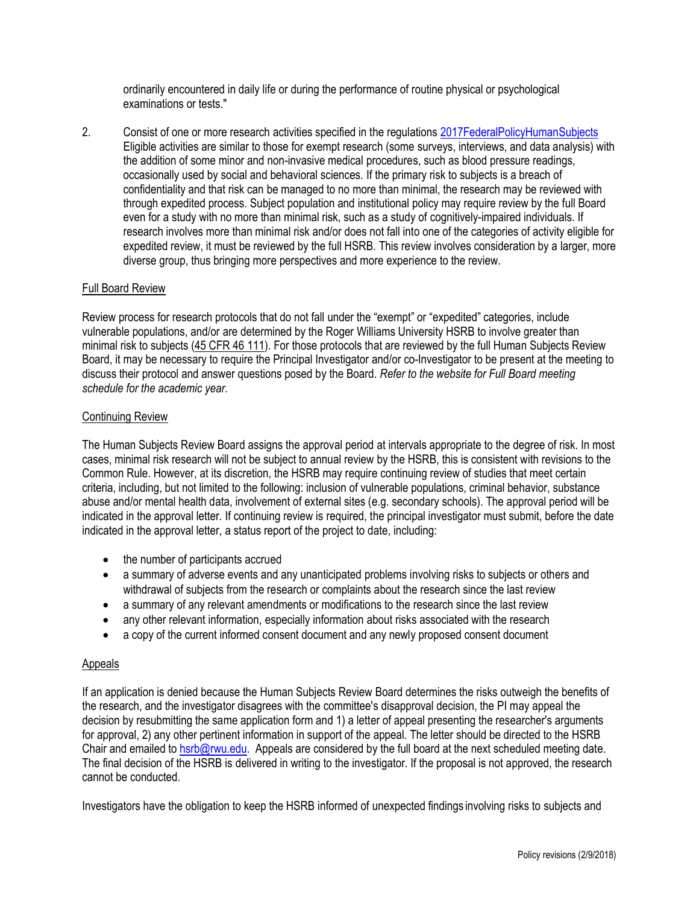ordinarily encountered in daily life or during the performance of routine physical or psychological examinations or tests."

2. Consist of one or more research activities specified in the regulations [2017FederalPolicyHumanSubjects](2017FederalPolicyHumanSubjects) Eligible activities are similar to those for exempt research (some surveys, interviews, and data analysis) with the addition of some minor and non-invasive medical procedures, such as blood pressure readings, occasionally used by social and behavioral sciences. If the primary risk to subjects is a breach of confidentiality and that risk can be managed to no more than minimal, the research may be reviewed with through expedited process. Subject population and institutional policy may require review by the full Board even for a study with no more than minimal risk, such as a study of cognitively-impaired individuals. If research involves more than minimal risk and/or does not fall into one of the categories of activity eligible for expedited review, it must be reviewed by the full HSRB. This review involves consideration by a larger, more diverse group, thus bringing more perspectives and more experience to the review.

## Full Board Review

Review process for research protocols that do not fall under the "exempt" or "expedited" categories, include vulnerable populations, and/or are determined by the Roger Williams University HSRB to involve greater than minimal risk to subjects (45 CFR 46 111). For those protocols that are reviewed by the full Human Subjects Review Board, it may be necessary to require the Principal Investigator and/or co-Investigator to be present at the meeting to discuss their protocol and answer questions posed by the Board. *Refer to the website for Full Board meeting schedule for the academic year.*

## Continuing Review

The Human Subjects Review Board assigns the approval period at intervals appropriate to the degree of risk. In most cases, minimal risk research will not be subject to annual review by the HSRB, this is consistent with revisions to the Common Rule. However, at its discretion, the HSRB may require continuing review of studies that meet certain criteria, including, but not limited to the following: inclusion of vulnerable populations, criminal behavior, substance abuse and/or mental health data, involvement of external sites (e.g. secondary schools). The approval period will be indicated in the approval letter. If continuing review is required, the principal investigator must submit, before the date indicated in the approval letter, a status report of the project to date, including:

- the number of participants accrued
- a summary of adverse events and any unanticipated problems involving risks to subjects or others and withdrawal of subjects from the research or complaints about the research since the last review
- a summary of any relevant amendments or modifications to the research since the last review
- any other relevant information, especially information about risks associated with the research
- a copy of the current informed consent document and any newly proposed consent document

## Appeals

If an application is denied because the Human Subjects Review Board determines the risks outweigh the benefits of the research, and the investigator disagrees with the committee's disapproval decision, the PI may appeal the decision by resubmitting the same application form and 1) a letter of appeal presenting the researcher's arguments for approval, 2) any other pertinent information in support of the appeal. The letter should be directed to the HSRB Chair and emailed to [hsrb@rwu.edu](mailto:hsrb@rwu.edu). Appeals are considered by the full board at the next scheduled meeting date. The final decision of the HSRB is delivered in writing to the investigator. If the proposal is not approved, the research cannot be conducted.

Investigators have the obligation to keep the HSRB informed of unexpected findings involving risks to subjects and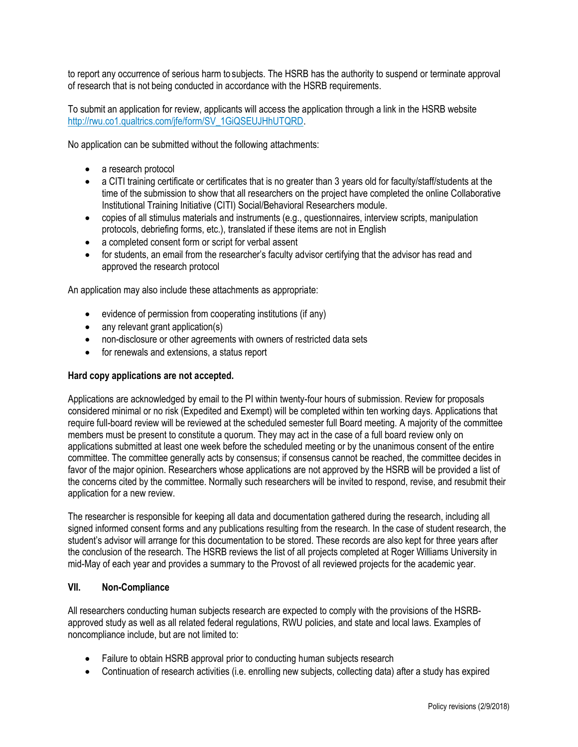to report any occurrence of serious harm to subjects. The HSRB has the authority to suspend or terminate approval of research that is not being conducted in accordance with the HSRB requirements.

To submit an application for review, applicants will access the application through a link in the HSRB website [http://rwu.co1.qualtrics.com/jfe/form/SV_1GiQSEUJHhUTQRD](http://rwu.co1.qualtrics.com/jfe/form/SV_1GiQSEUJHhUTQRD).

No application can be submitted without the following attachments:

- a research protocol
- a CITI training certificate or certificates that is no greater than 3 years old for faculty/staff/students at the time of the submission to show that all researchers on the project have completed the online Collaborative Institutional Training Initiative (CITI) Social/Behavioral Researchers module.
- copies of all stimulus materials and instruments (e.g., questionnaires, interview scripts, manipulation protocols, debriefing forms, etc.), translated if these items are not in English
- a completed consent form or script for verbal assent
- for students, an email from the researcher's faculty advisor certifying that the advisor has read and approved the research protocol

An application may also include these attachments as appropriate:

- evidence of permission from cooperating institutions (if any)
- any relevant grant application(s)
- non-disclosure or other agreements with owners of restricted data sets
- for renewals and extensions, a status report

**Hard copy applications are not accepted.**

Applications are acknowledged by email to the PI within twenty-four hours of submission. Review for proposals considered minimal or no risk (Expedited and Exempt) will be completed within ten working days. Applications that require full-board review will be reviewed at the scheduled semester full Board meeting. A majority of the committee members must be present to constitute a quorum. They may act in the case of a full board review only on applications submitted at least one week before the scheduled meeting or by the unanimous consent of the entire committee. The committee generally acts by consensus; if consensus cannot be reached, the committee decides in favor of the major opinion. Researchers whose applications are not approved by the HSRB will be provided a list of the concerns cited by the committee. Normally such researchers will be invited to respond, revise, and resubmit their application for a new review.

The researcher is responsible for keeping all data and documentation gathered during the research, including all signed informed consent forms and any publications resulting from the research. In the case of student research, the student's advisor will arrange for this documentation to be stored. These records are also kept for three years after the conclusion of the research. The HSRB reviews the list of all projects completed at Roger Williams University in mid-May of each year and provides a summary to the Provost of all reviewed projects for the academic year.

## VII. Non-Compliance

All researchers conducting human subjects research are expected to comply with the provisions of the HSRB-approved study as well as all related federal regulations, RWU policies, and state and local laws. Examples of noncompliance include, but are not limited to:

- Failure to obtain HSRB approval prior to conducting human subjects research
- Continuation of research activities (i.e. enrolling new subjects, collecting data) after a study has expired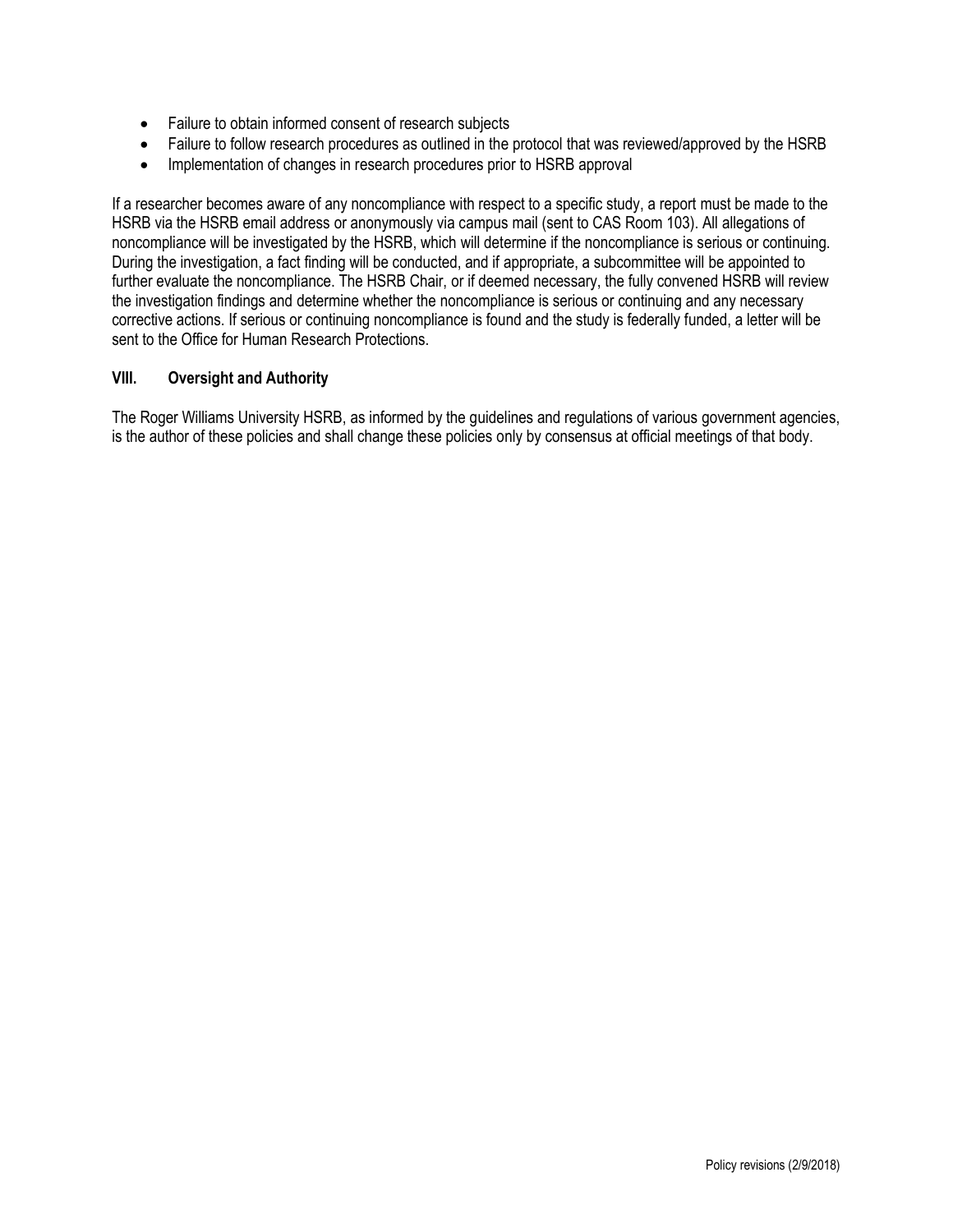- Failure to obtain informed consent of research subjects
- Failure to follow research procedures as outlined in the protocol that was reviewed/approved by the HSRB
- Implementation of changes in research procedures prior to HSRB approval

If a researcher becomes aware of any noncompliance with respect to a specific study, a report must be made to the HSRB via the HSRB email address or anonymously via campus mail (sent to CAS Room 103). All allegations of noncompliance will be investigated by the HSRB, which will determine if the noncompliance is serious or continuing. During the investigation, a fact finding will be conducted, and if appropriate, a subcommittee will be appointed to further evaluate the noncompliance. The HSRB Chair, or if deemed necessary, the fully convened HSRB will review the investigation findings and determine whether the noncompliance is serious or continuing and any necessary corrective actions. If serious or continuing noncompliance is found and the study is federally funded, a letter will be sent to the Office for Human Research Protections.

## VIII. Oversight and Authority

The Roger Williams University HSRB, as informed by the guidelines and regulations of various government agencies, is the author of these policies and shall change these policies only by consensus at official meetings of that body.

Policy revisions (2/9/2018)